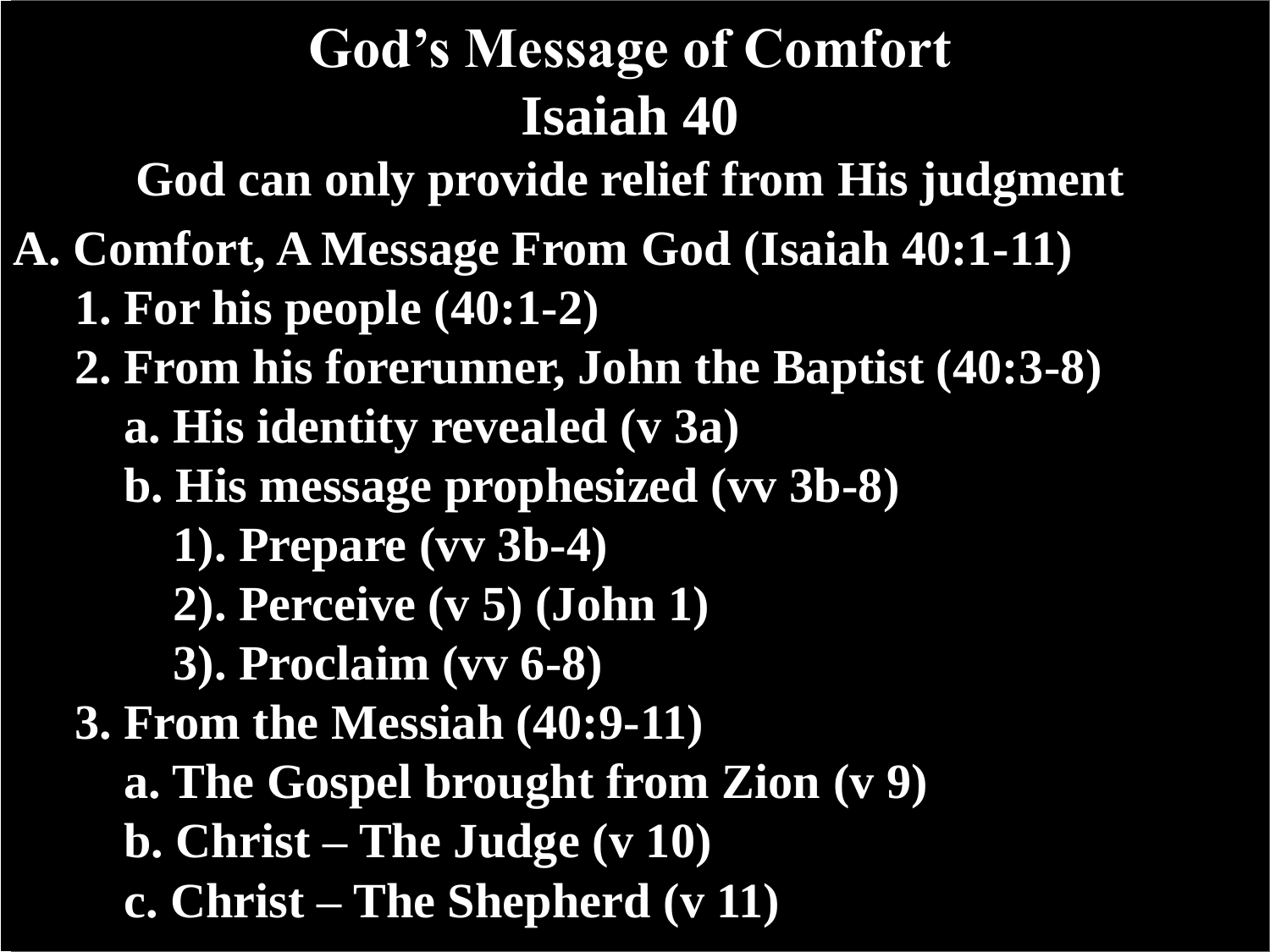# God's Message of Comfort
# Isaiah 40

## God can only provide relief from His judgment

A. Comfort, A Message From God (Isaiah 40:1-11)

1. For his people (40:1-2)
2. From his forerunner, John the Baptist (40:3-8)
    - a. His identity revealed (v 3a)
    - b. His message prophesized (vv 3b-8)
        - 1). Prepare (vv 3b-4)
        - 2). Perceive (v 5) (John 1)
        - 3). Proclaim (vv 6-8)
3. From the Messiah (40:9-11)
    - a. The Gospel brought from Zion (v 9)
    - b. Christ – The Judge (v 10)
    - c. Christ – The Shepherd (v 11)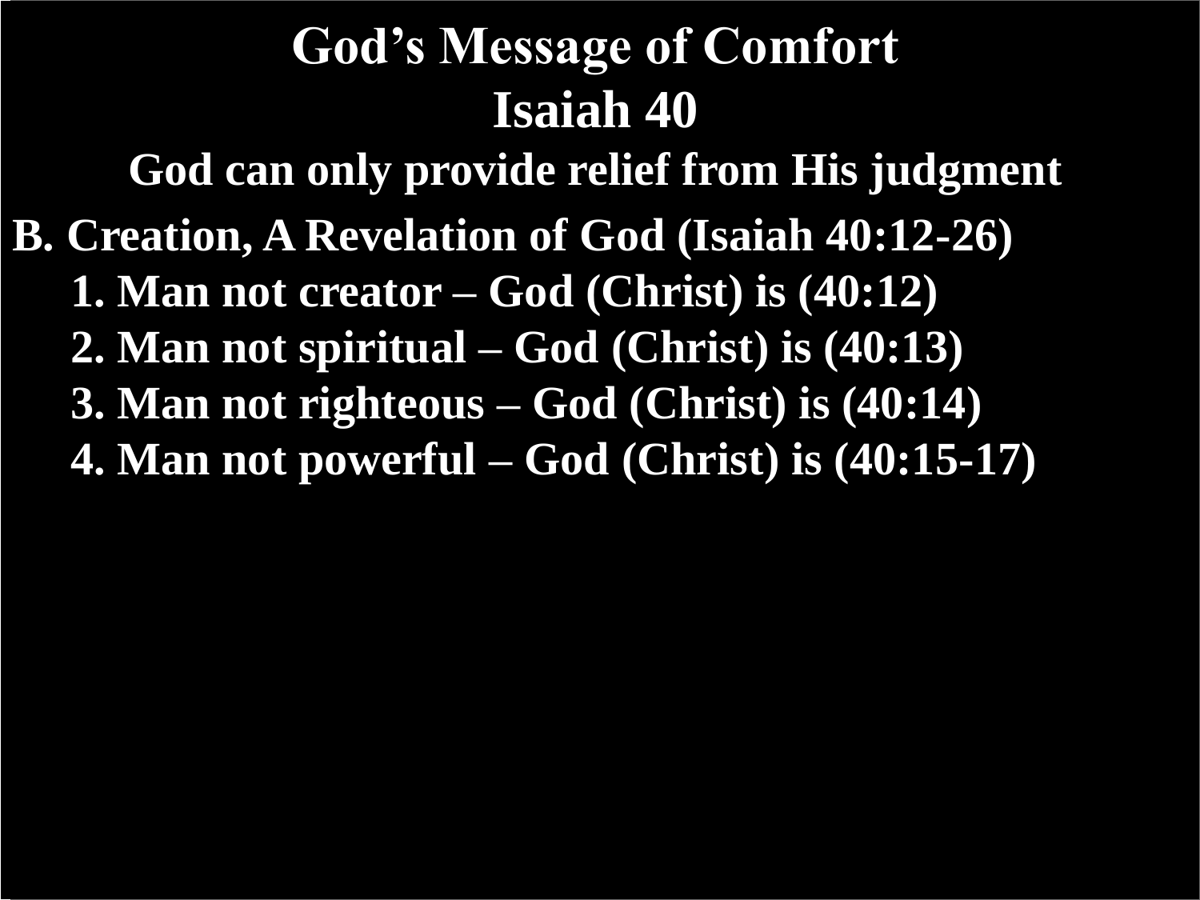# God's Message of Comfort
# Isaiah 40

### God can only provide relief from His judgment

**B. Creation, A Revelation of God (Isaiah 40:12-26)**

1. Man not creator – God (Christ) is (40:12)
2. Man not spiritual – God (Christ) is (40:13)
3. Man not righteous – God (Christ) is (40:14)
4. Man not powerful – God (Christ) is (40:15-17)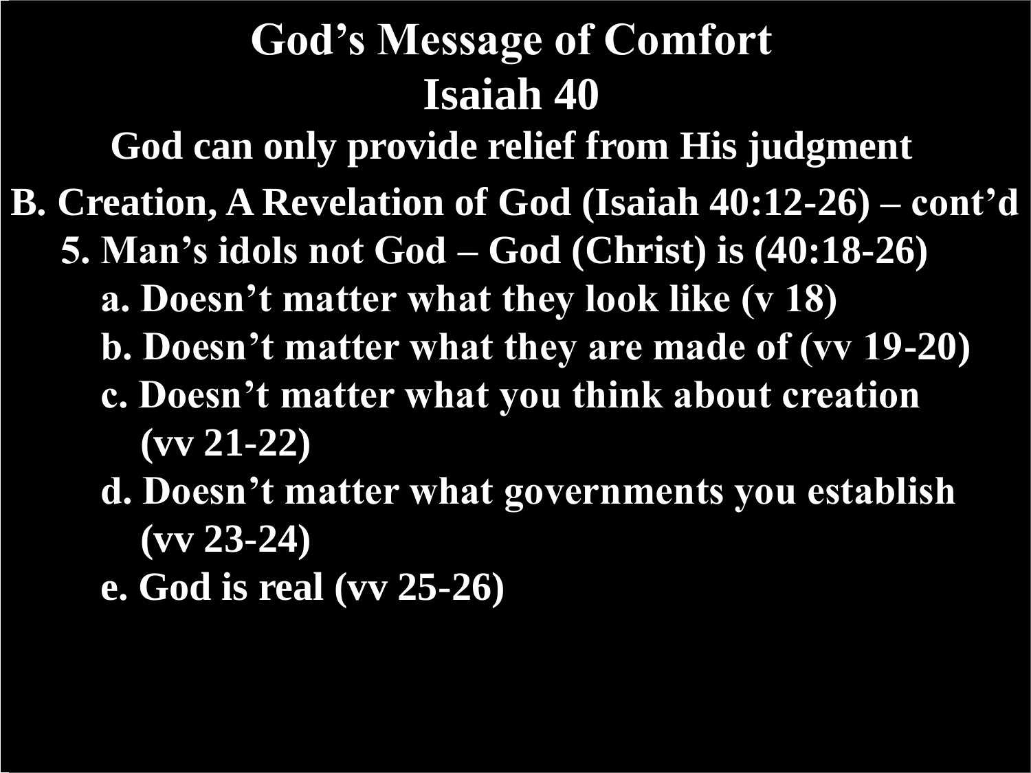# God's Message of Comfort
# Isaiah 40

### God can only provide relief from His judgment

**B. Creation, A Revelation of God (Isaiah 40:12-26) – cont'd**

- **5. Man's idols not God – God (Christ) is (40:18-26)**
  - **a. Doesn't matter what they look like (v 18)**
  - **b. Doesn't matter what they are made of (vv 19-20)**
  - **c. Doesn't matter what you think about creation (vv 21-22)**
  - **d. Doesn't matter what governments you establish (vv 23-24)**
  - **e. God is real (vv 25-26)**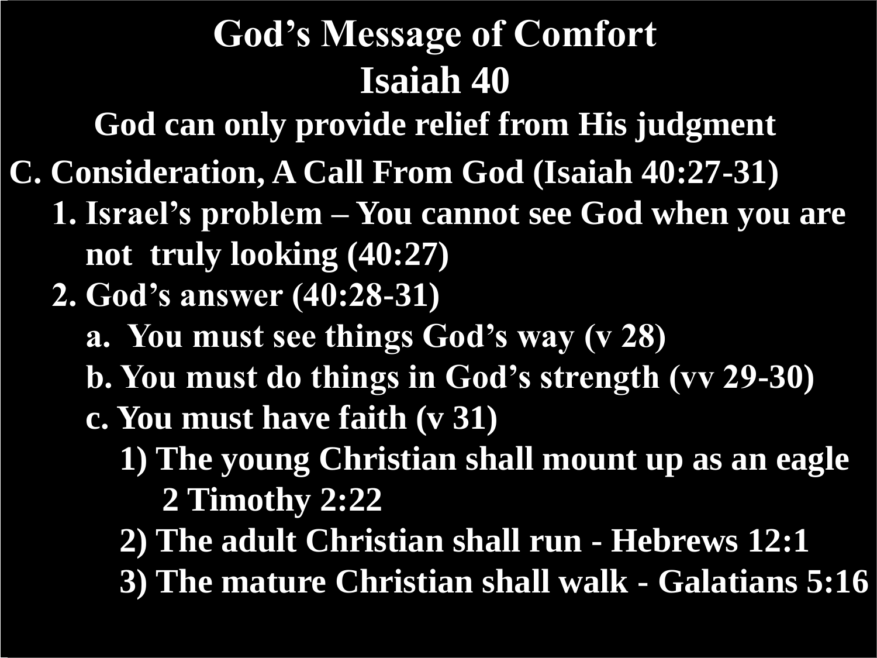# God's Message of Comfort

## Isaiah 40

### God can only provide relief from His judgment

C. Consideration, A Call From God (Isaiah 40:27-31)

1. Israel's problem – You cannot see God when you are not truly looking (40:27)
2. God's answer (40:28-31)
   - a. You must see things God's way (v 28)
   - b. You must do things in God's strength (vv 29-30)
   - c. You must have faith (v 31)
     - 1) The young Christian shall mount up as an eagle 2 Timothy 2:22
     - 2) The adult Christian shall run - Hebrews 12:1
     - 3) The mature Christian shall walk - Galatians 5:16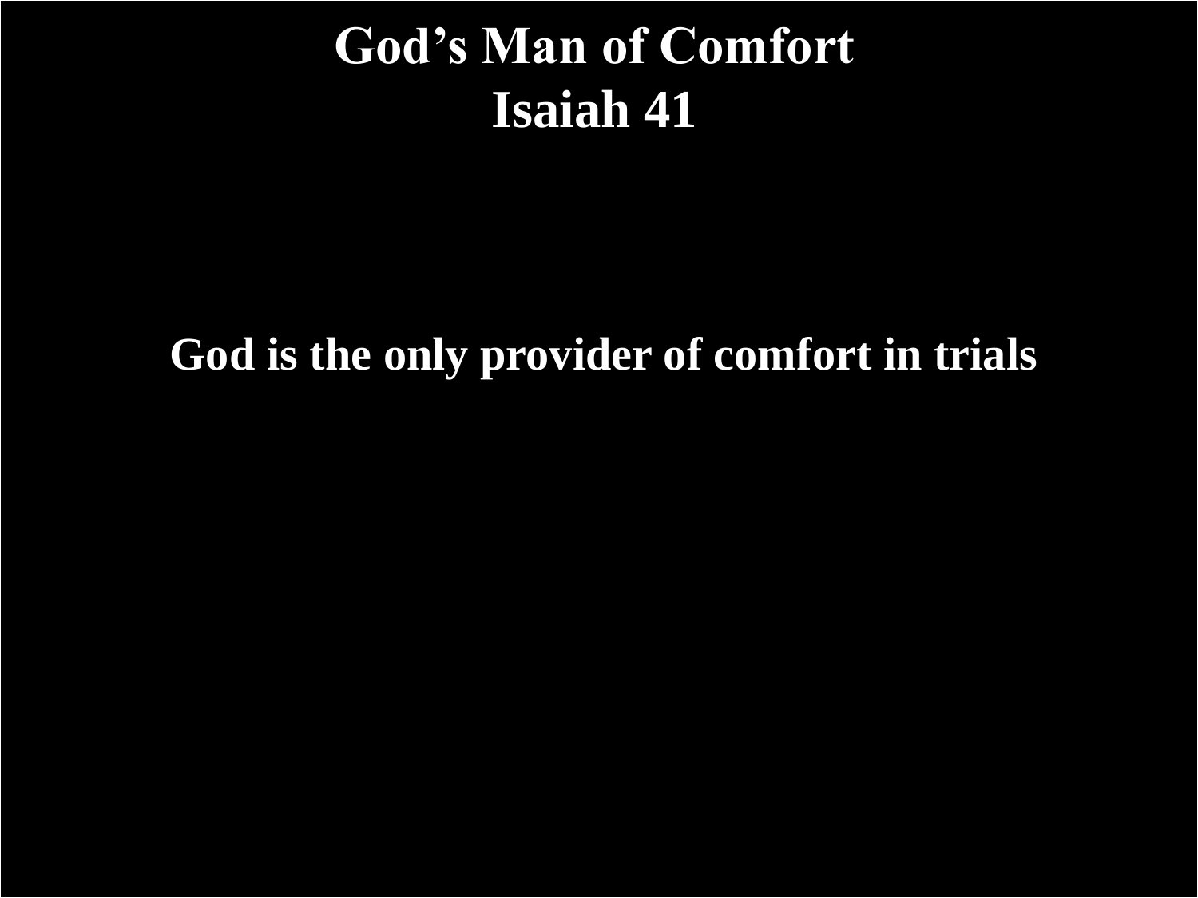# God's Man of Comfort
# Isaiah 41

**God is the only provider of comfort in trials**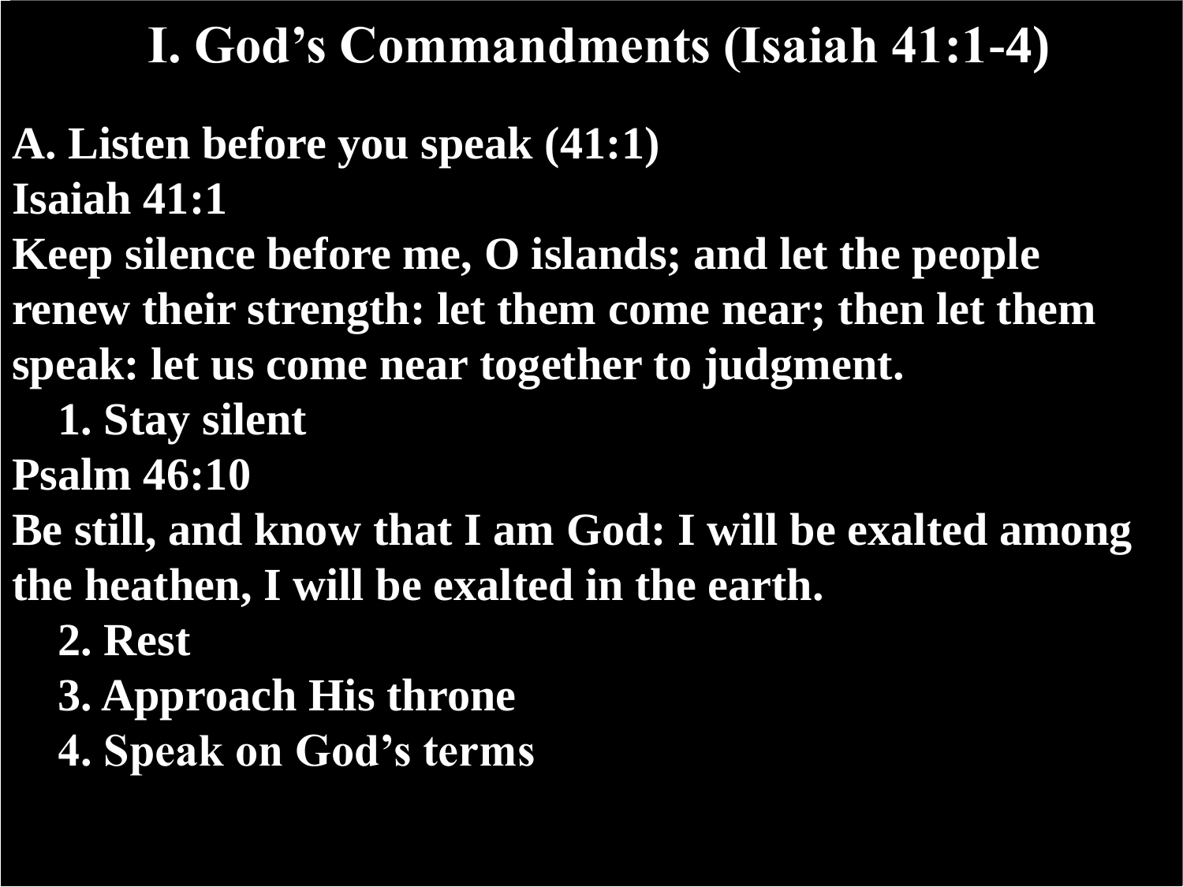# I. God's Commandments (Isaiah 41:1-4)

**A. Listen before you speak (41:1)**

**Isaiah 41:1**

**Keep silence before me, O islands; and let the people renew their strength: let them come near; then let them speak: let us come near together to judgment.**

1. **Stay silent**

**Psalm 46:10**

**Be still, and know that I am God: I will be exalted among the heathen, I will be exalted in the earth.**

2. **Rest**
3. **Approach His throne**
4. **Speak on God's terms**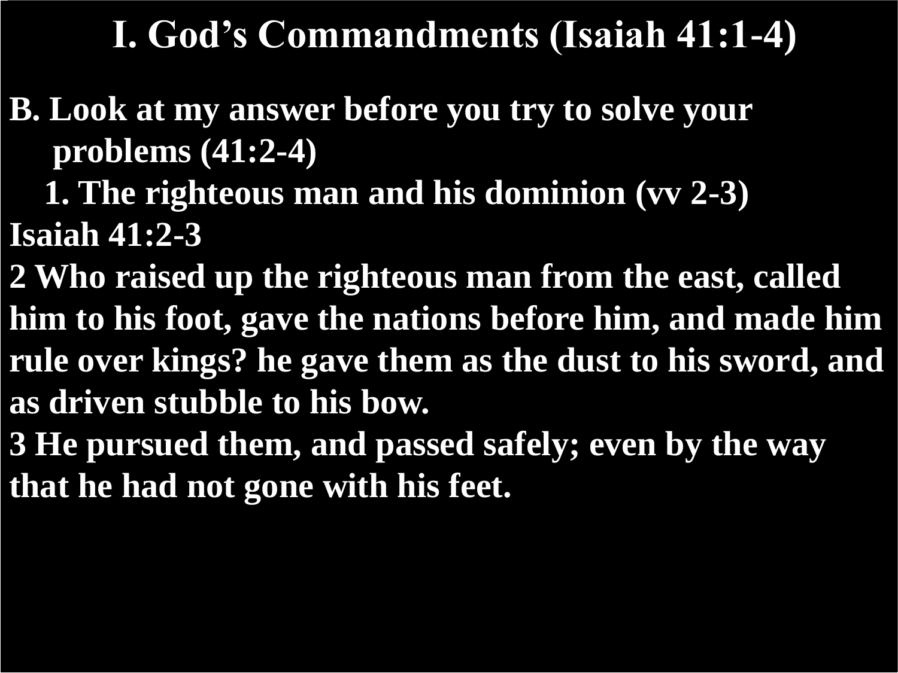# I. God's Commandments (Isaiah 41:1-4)

**B. Look at my answer before you try to solve your problems (41:2-4)**

**1. The righteous man and his dominion (vv 2-3)**

**Isaiah 41:2-3**

**2 Who raised up the righteous man from the east, called him to his foot, gave the nations before him, and made him rule over kings? he gave them as the dust to his sword, and as driven stubble to his bow.**

**3 He pursued them, and passed safely; even by the way that he had not gone with his feet.**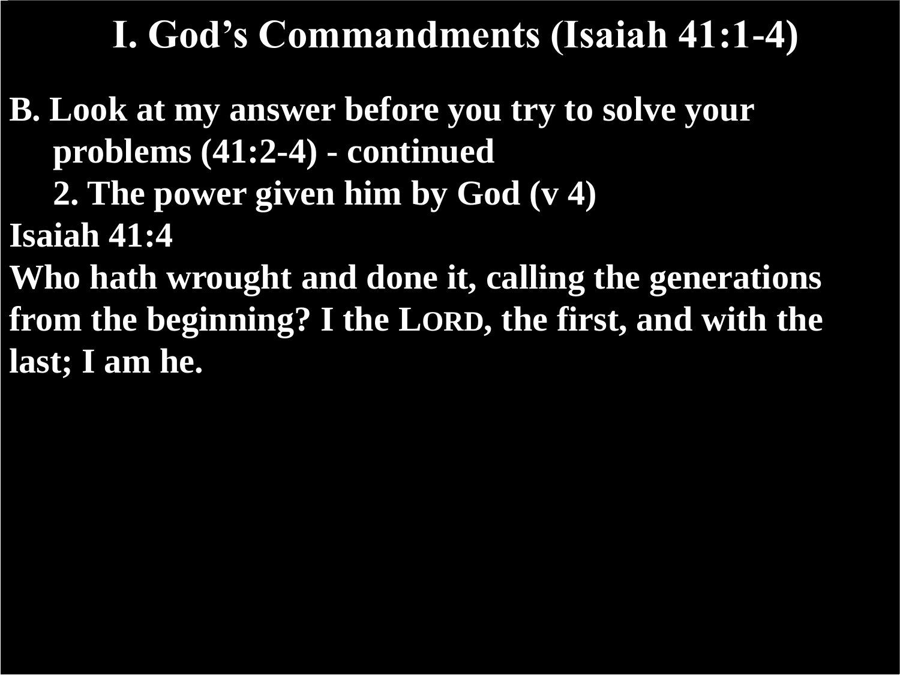# I. God's Commandments (Isaiah 41:1-4)

**B. Look at my answer before you try to solve your problems (41:2-4) - continued**

**2. The power given him by God (v 4)**

**Isaiah 41:4**

**Who hath wrought and done it, calling the generations from the beginning? I the LORD, the first, and with the last; I am he.**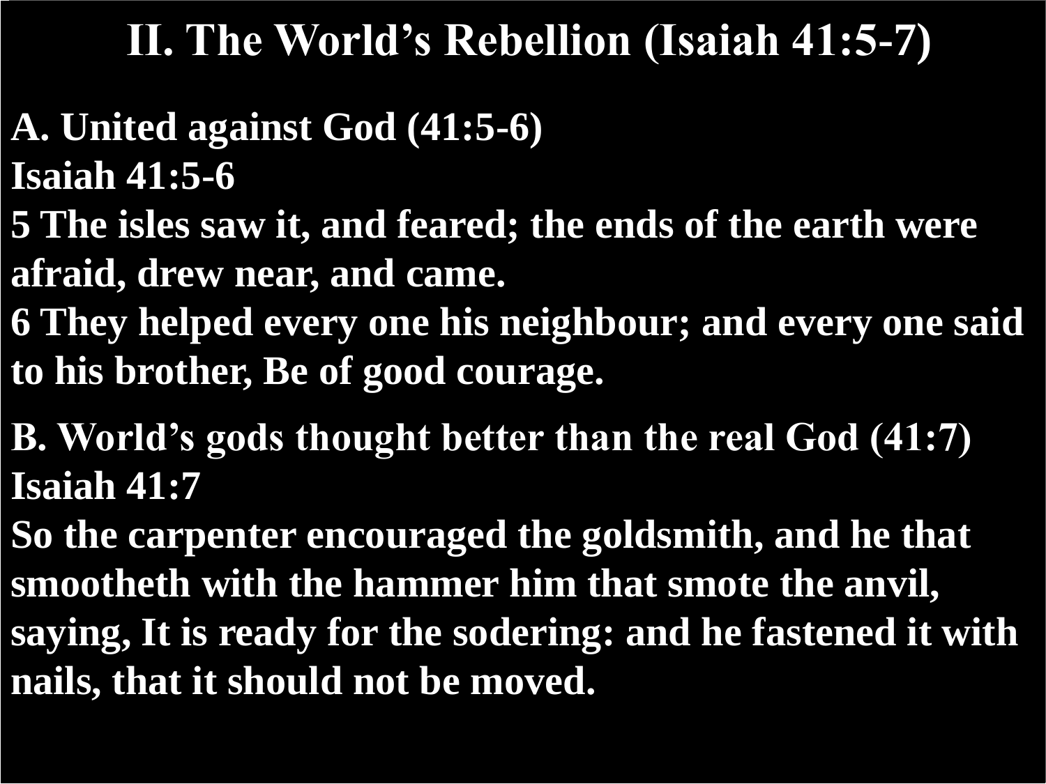# II. The World's Rebellion (Isaiah 41:5-7)

**A. United against God (41:5-6)**
**Isaiah 41:5-6**
**5 The isles saw it, and feared; the ends of the earth were afraid, drew near, and came.**
**6 They helped every one his neighbour; and every one said to his brother, Be of good courage.**

**B. World's gods thought better than the real God (41:7)**
**Isaiah 41:7**
**So the carpenter encouraged the goldsmith, and he that smootheth with the hammer him that smote the anvil, saying, It is ready for the sodering: and he fastened it with nails, that it should not be moved.**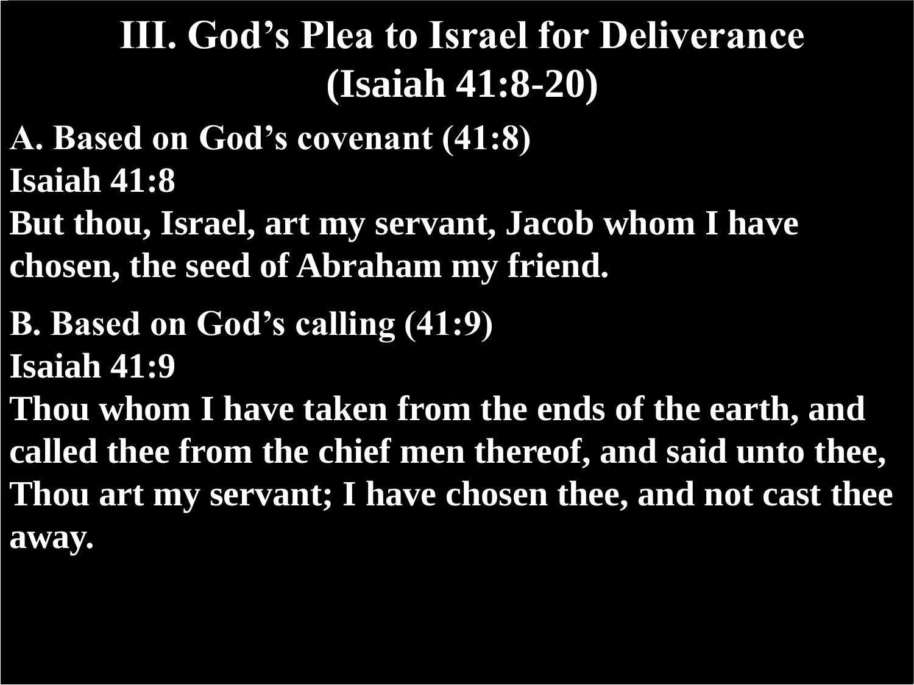# III. God's Plea to Israel for Deliverance (Isaiah 41:8-20)

**A. Based on God's covenant (41:8)**

**Isaiah 41:8**

**But thou, Israel, art my servant, Jacob whom I have chosen, the seed of Abraham my friend.**

**B. Based on God's calling (41:9)**

**Isaiah 41:9**

**Thou whom I have taken from the ends of the earth, and called thee from the chief men thereof, and said unto thee, Thou art my servant; I have chosen thee, and not cast thee away.**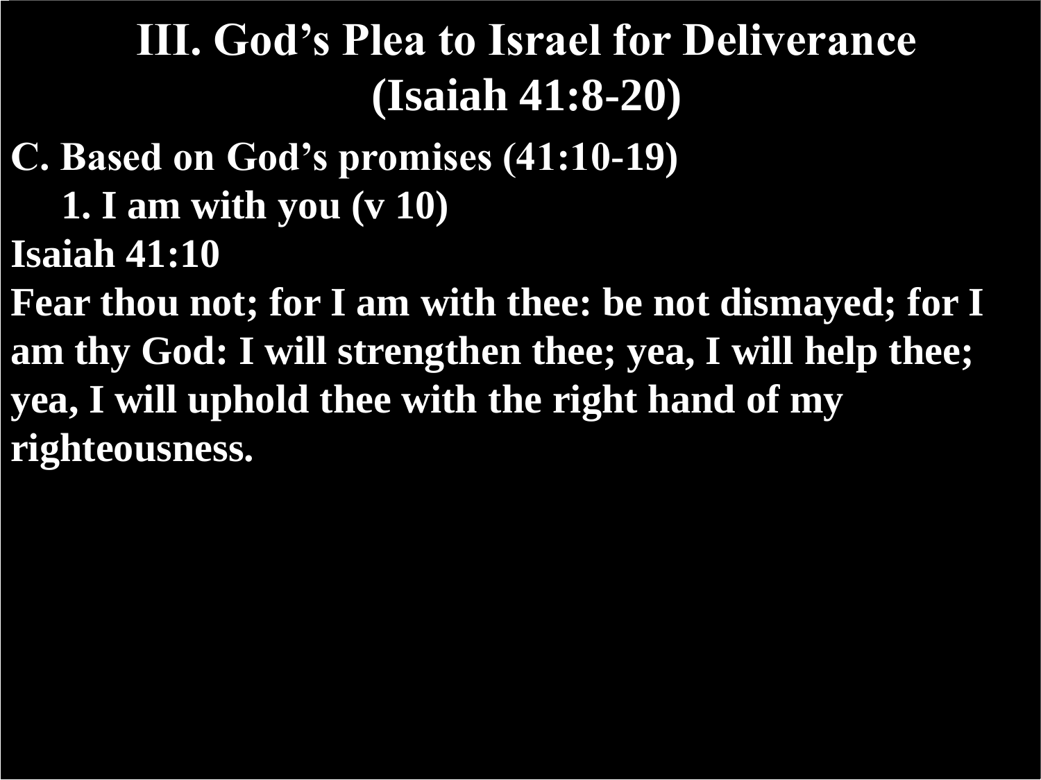# III. God's Plea to Israel for Deliverance (Isaiah 41:8-20)

**C. Based on God's promises (41:10-19)**

**1. I am with you (v 10)**

**Isaiah 41:10**

**Fear thou not; for I am with thee: be not dismayed; for I am thy God: I will strengthen thee; yea, I will help thee; yea, I will uphold thee with the right hand of my righteousness.**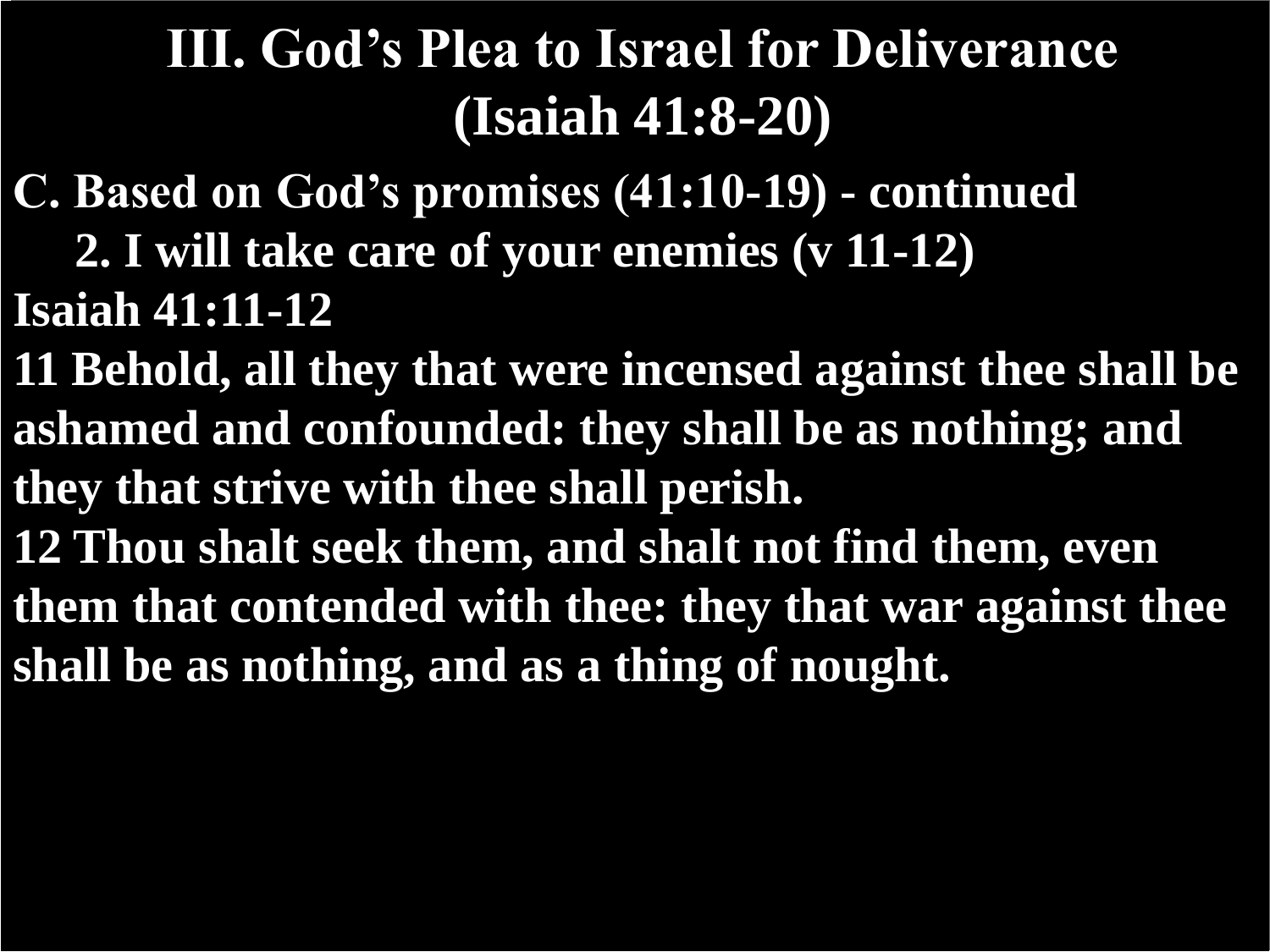# III. God's Plea to Israel for Deliverance (Isaiah 41:8-20)

**C. Based on God's promises (41:10-19) - continued**

**2. I will take care of your enemies (v 11-12)**

**Isaiah 41:11-12**

**11 Behold, all they that were incensed against thee shall be ashamed and confounded: they shall be as nothing; and they that strive with thee shall perish.**

**12 Thou shalt seek them, and shalt not find them, even them that contended with thee: they that war against thee shall be as nothing, and as a thing of nought.**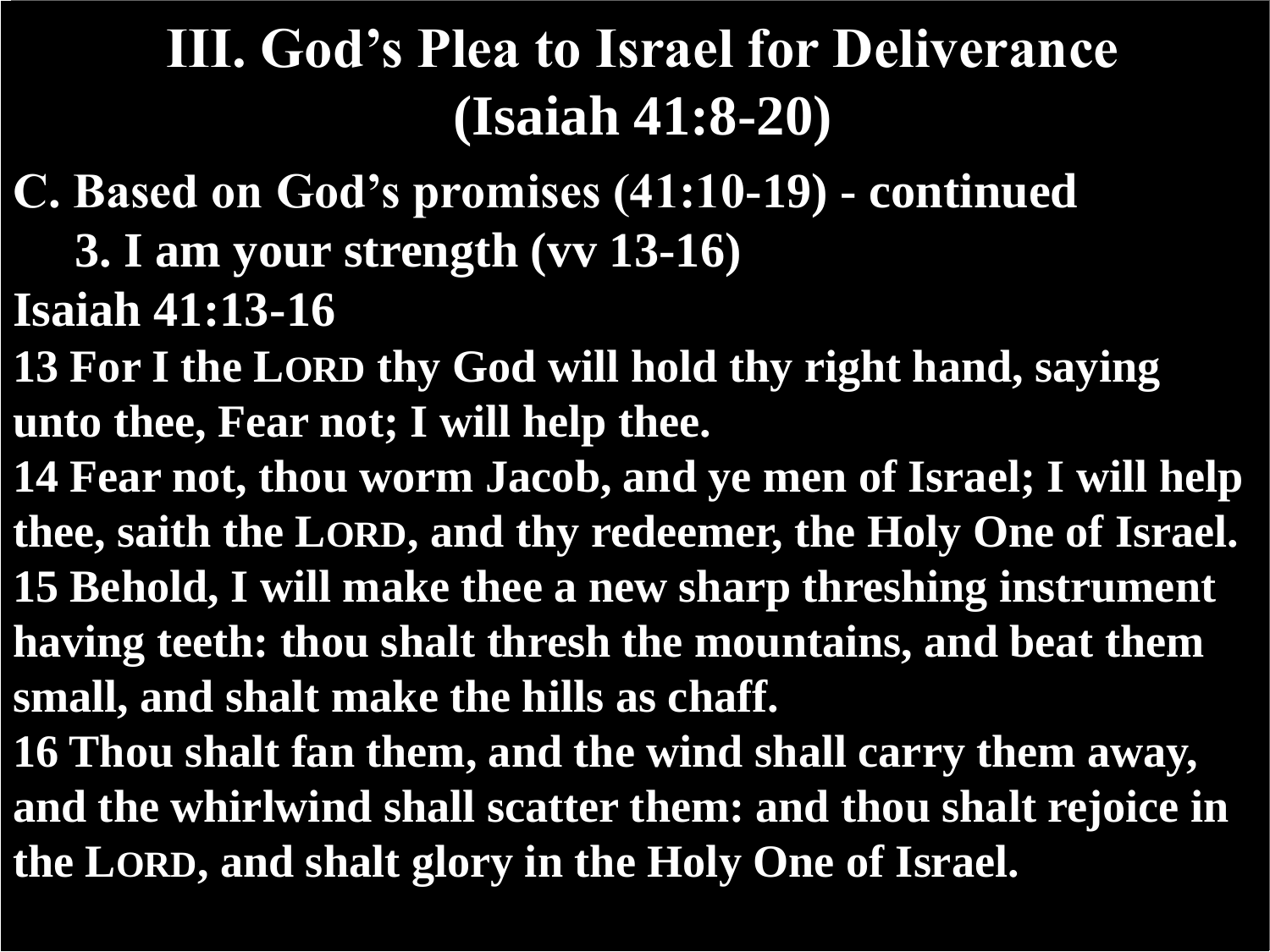# III. God's Plea to Israel for Deliverance (Isaiah 41:8-20)

**C. Based on God's promises (41:10-19) - continued**

**3. I am your strength (vv 13-16)**

**Isaiah 41:13-16**

**13 For I the LORD thy God will hold thy right hand, saying unto thee, Fear not; I will help thee.**

**14 Fear not, thou worm Jacob, and ye men of Israel; I will help thee, saith the LORD, and thy redeemer, the Holy One of Israel.**

**15 Behold, I will make thee a new sharp threshing instrument having teeth: thou shalt thresh the mountains, and beat them small, and shalt make the hills as chaff.**

**16 Thou shalt fan them, and the wind shall carry them away, and the whirlwind shall scatter them: and thou shalt rejoice in the LORD, and shalt glory in the Holy One of Israel.**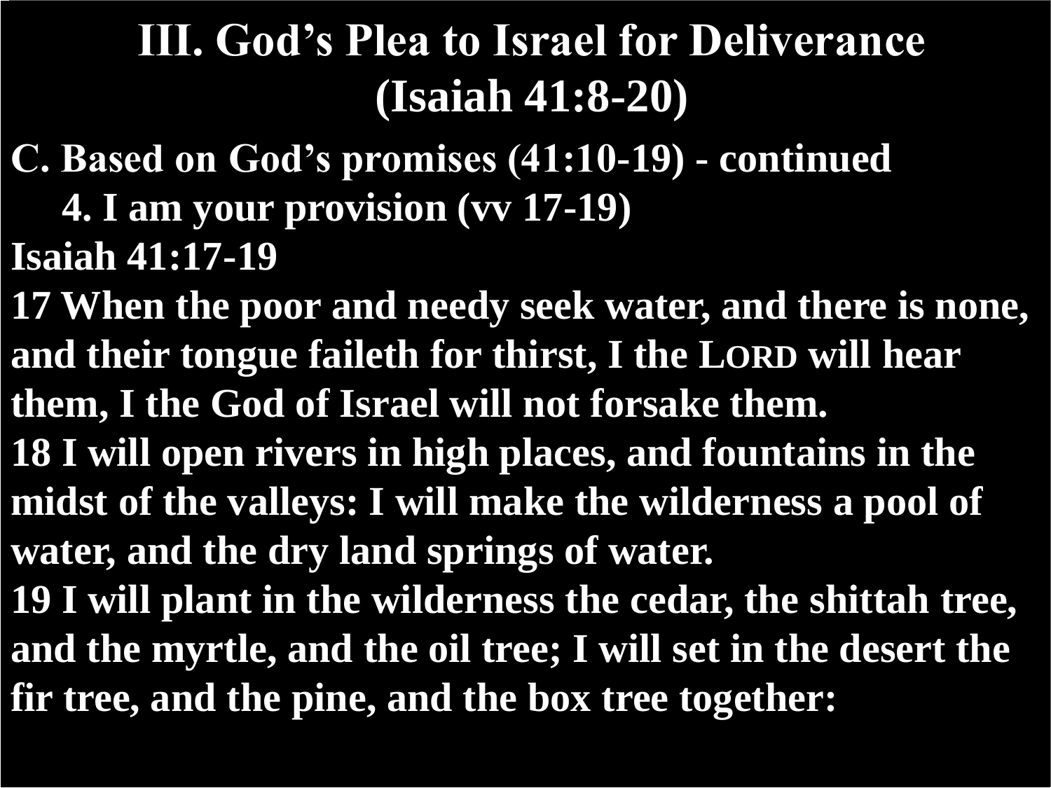# III. God's Plea to Israel for Deliverance (Isaiah 41:8-20)

**C. Based on God's promises (41:10-19) - continued**

**4. I am your provision (vv 17-19)**

**Isaiah 41:17-19**

**17 When the poor and needy seek water, and there is none, and their tongue faileth for thirst, I the LORD will hear them, I the God of Israel will not forsake them.**

**18 I will open rivers in high places, and fountains in the midst of the valleys: I will make the wilderness a pool of water, and the dry land springs of water.**

**19 I will plant in the wilderness the cedar, the shittah tree, and the myrtle, and the oil tree; I will set in the desert the fir tree, and the pine, and the box tree together:**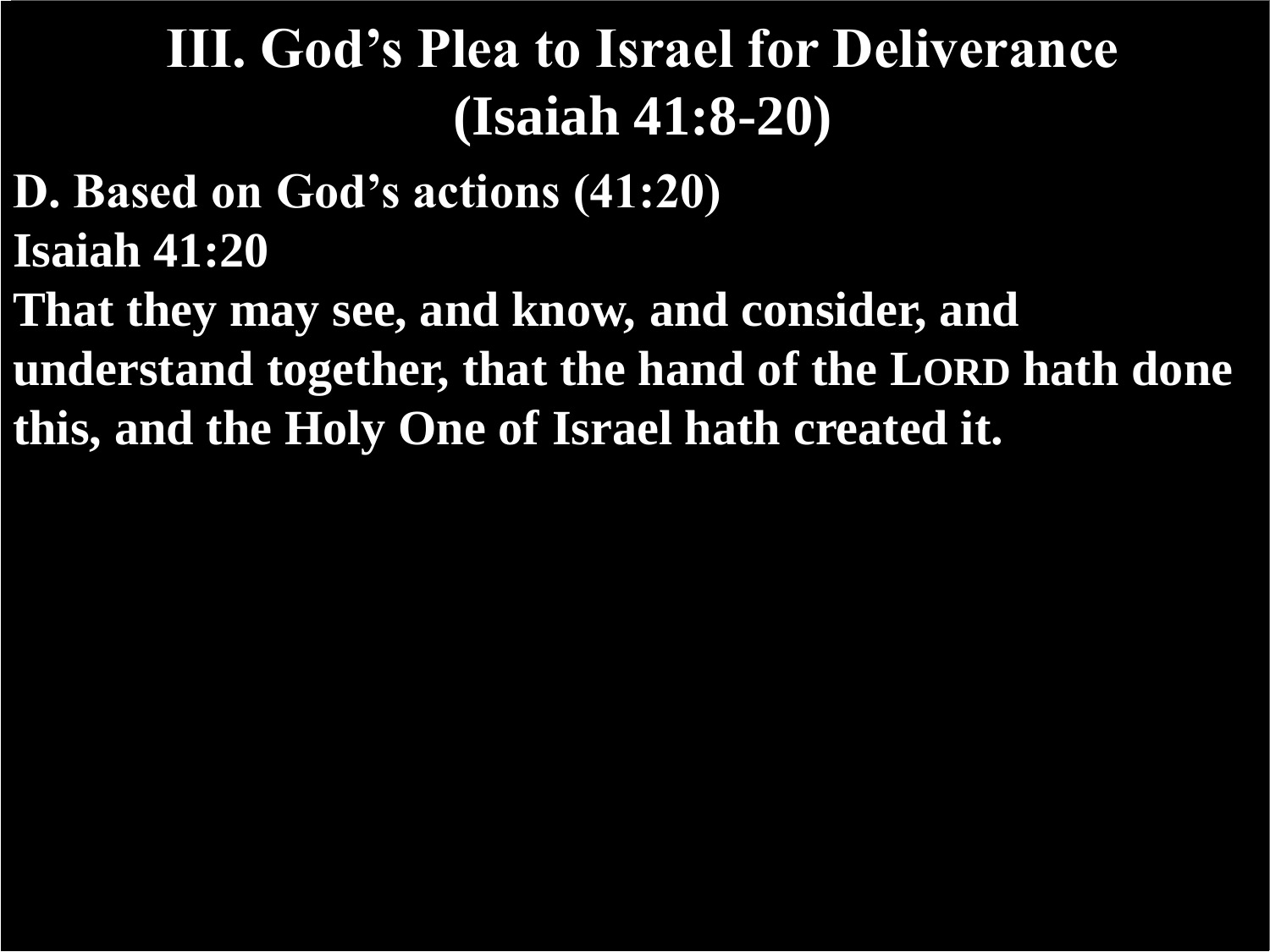# III. God's Plea to Israel for Deliverance (Isaiah 41:8-20)

**D. Based on God's actions (41:20)**

**Isaiah 41:20**

**That they may see, and know, and consider, and understand together, that the hand of the LORD hath done this, and the Holy One of Israel hath created it.**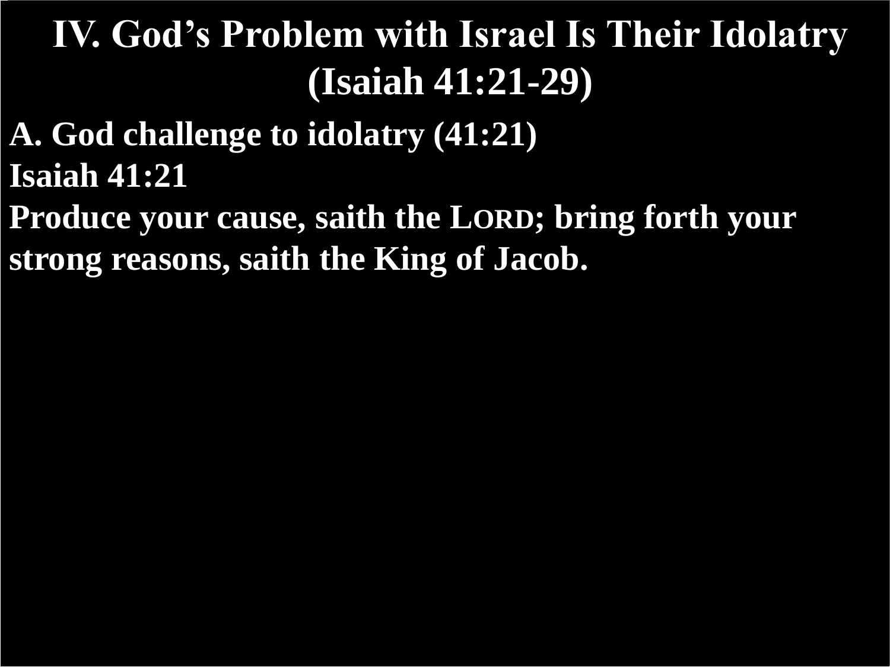# IV. God's Problem with Israel Is Their Idolatry (Isaiah 41:21-29)

**A. God challenge to idolatry (41:21)**

**Isaiah 41:21**

**Produce your cause, saith the LORD; bring forth your strong reasons, saith the King of Jacob.**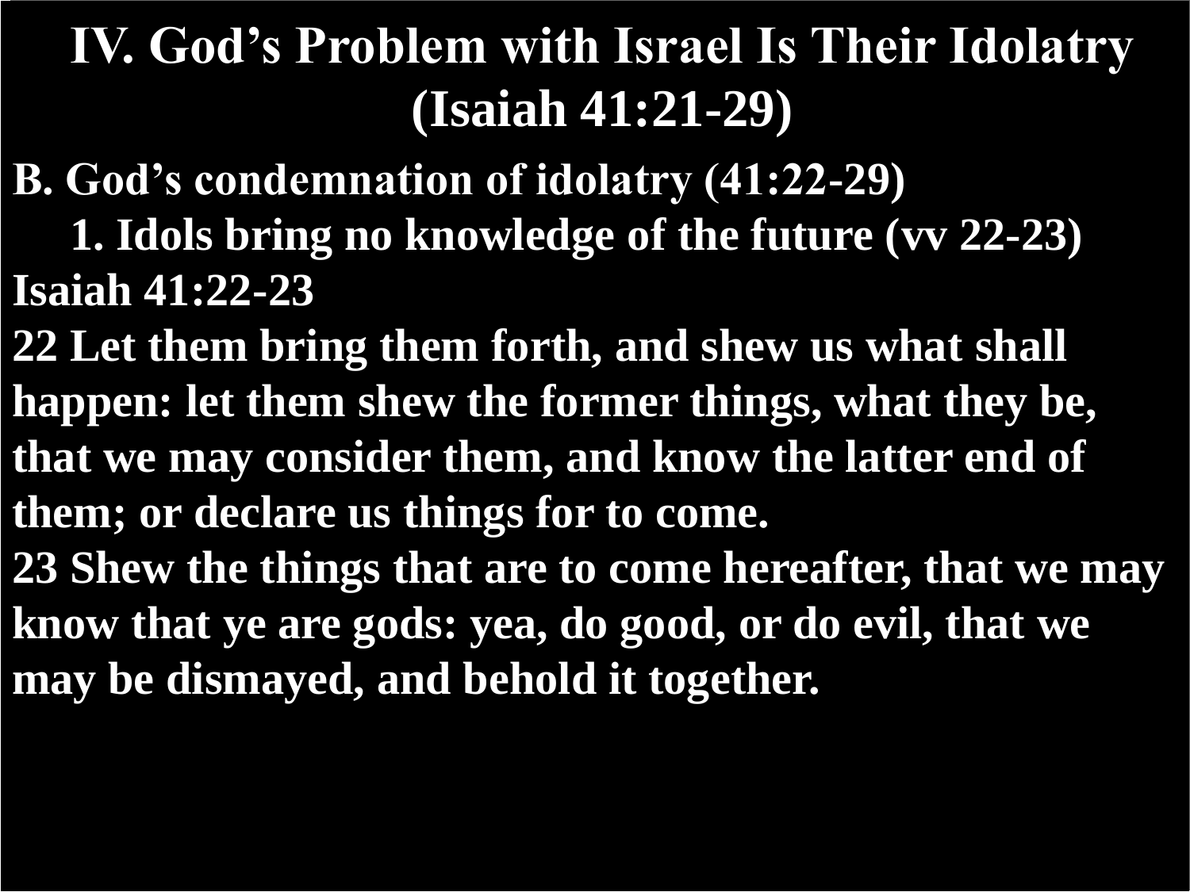# IV. God's Problem with Israel Is Their Idolatry (Isaiah 41:21-29)

**B. God's condemnation of idolatry (41:22-29)**

**1. Idols bring no knowledge of the future (vv 22-23)**

**Isaiah 41:22-23**

**22 Let them bring them forth, and shew us what shall happen: let them shew the former things, what they be, that we may consider them, and know the latter end of them; or declare us things for to come.**

**23 Shew the things that are to come hereafter, that we may know that ye are gods: yea, do good, or do evil, that we may be dismayed, and behold it together.**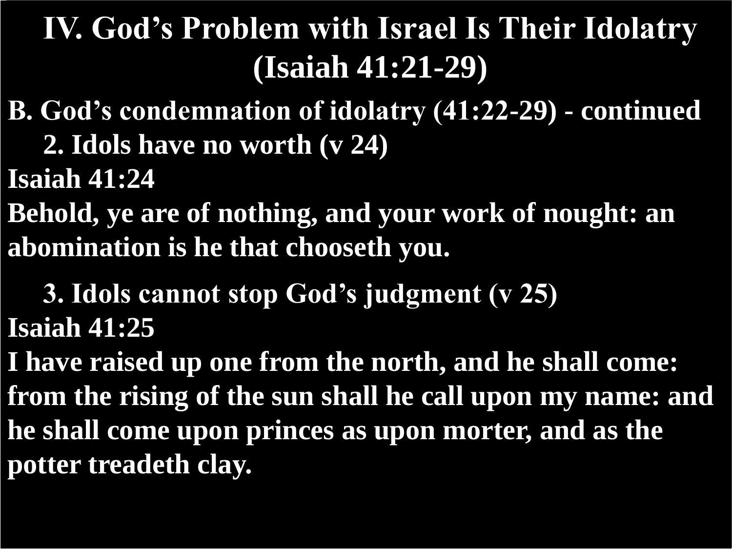# IV. God's Problem with Israel Is Their Idolatry (Isaiah 41:21-29)

**B. God's condemnation of idolatry (41:22-29) - continued**

**2. Idols have no worth (v 24)**

**Isaiah 41:24**

**Behold, ye are of nothing, and your work of nought: an abomination is he that chooseth you.**

**3. Idols cannot stop God's judgment (v 25)**

**Isaiah 41:25**

**I have raised up one from the north, and he shall come: from the rising of the sun shall he call upon my name: and he shall come upon princes as upon morter, and as the potter treadeth clay.**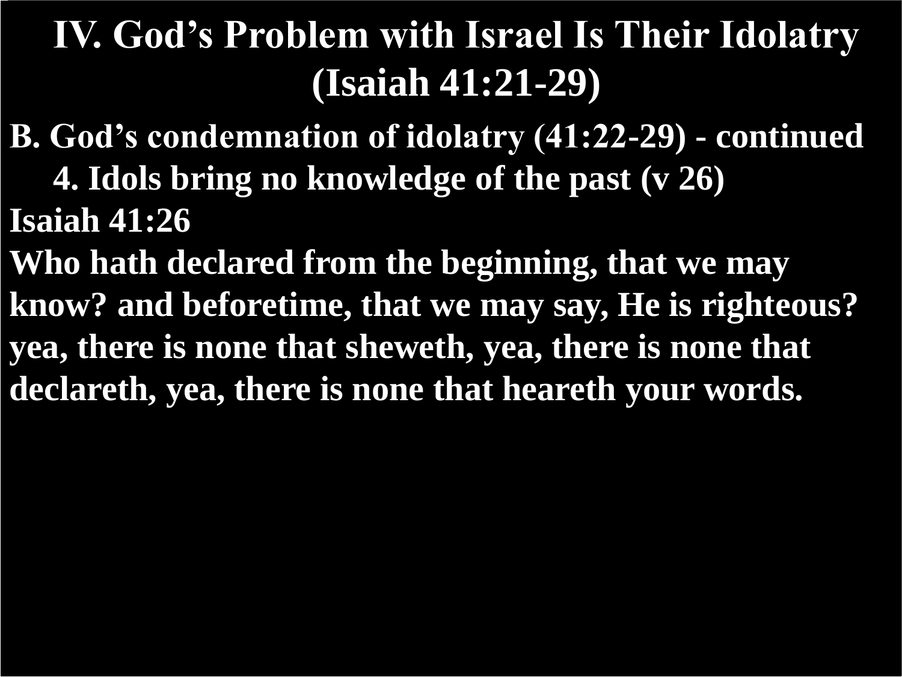# IV. God's Problem with Israel Is Their Idolatry (Isaiah 41:21-29)

**B. God's condemnation of idolatry (41:22-29) - continued**

**4. Idols bring no knowledge of the past (v 26)**

**Isaiah 41:26**

**Who hath declared from the beginning, that we may know? and beforetime, that we may say, He is righteous? yea, there is none that sheweth, yea, there is none that declareth, yea, there is none that heareth your words.**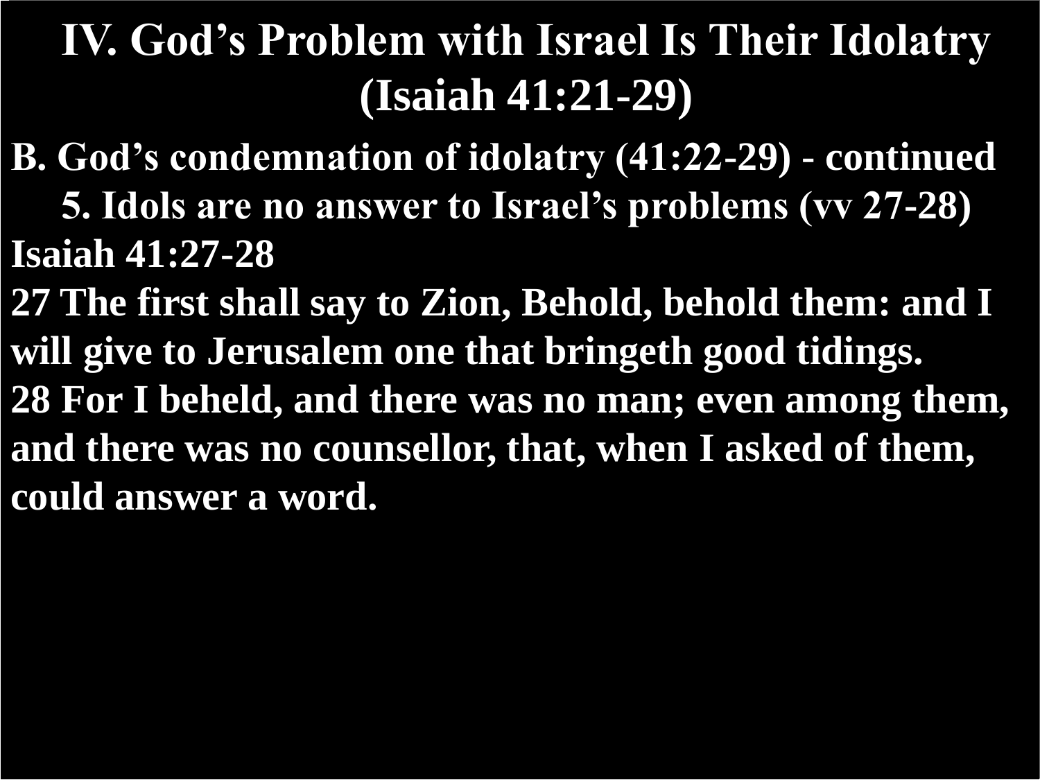# IV. God's Problem with Israel Is Their Idolatry (Isaiah 41:21-29)

**B. God's condemnation of idolatry (41:22-29) - continued**

**5. Idols are no answer to Israel's problems (vv 27-28)**

**Isaiah 41:27-28**

**27 The first shall say to Zion, Behold, behold them: and I will give to Jerusalem one that bringeth good tidings.**

**28 For I beheld, and there was no man; even among them, and there was no counsellor, that, when I asked of them, could answer a word.**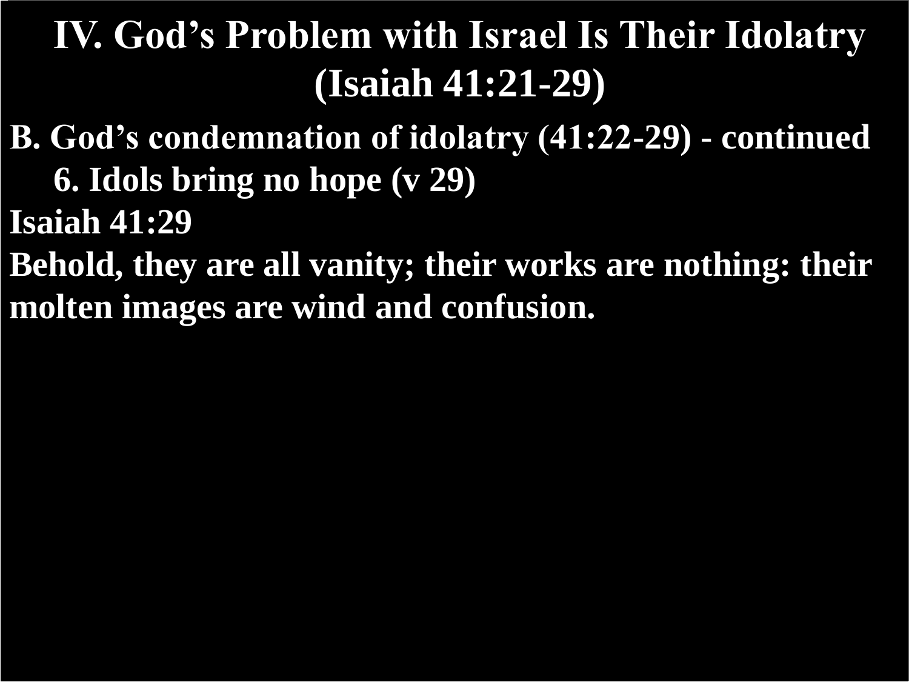# IV. God's Problem with Israel Is Their Idolatry (Isaiah 41:21-29)

**B. God's condemnation of idolatry (41:22-29) - continued**

**6. Idols bring no hope (v 29)**

**Isaiah 41:29**

**Behold, they are all vanity; their works are nothing: their molten images are wind and confusion.**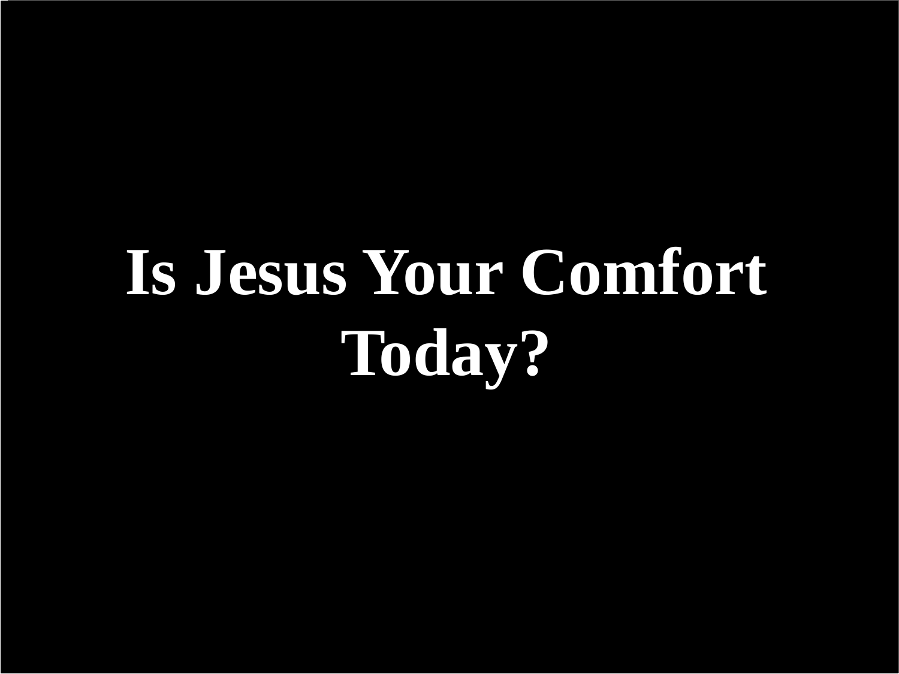# Is Jesus Your Comfort Today?